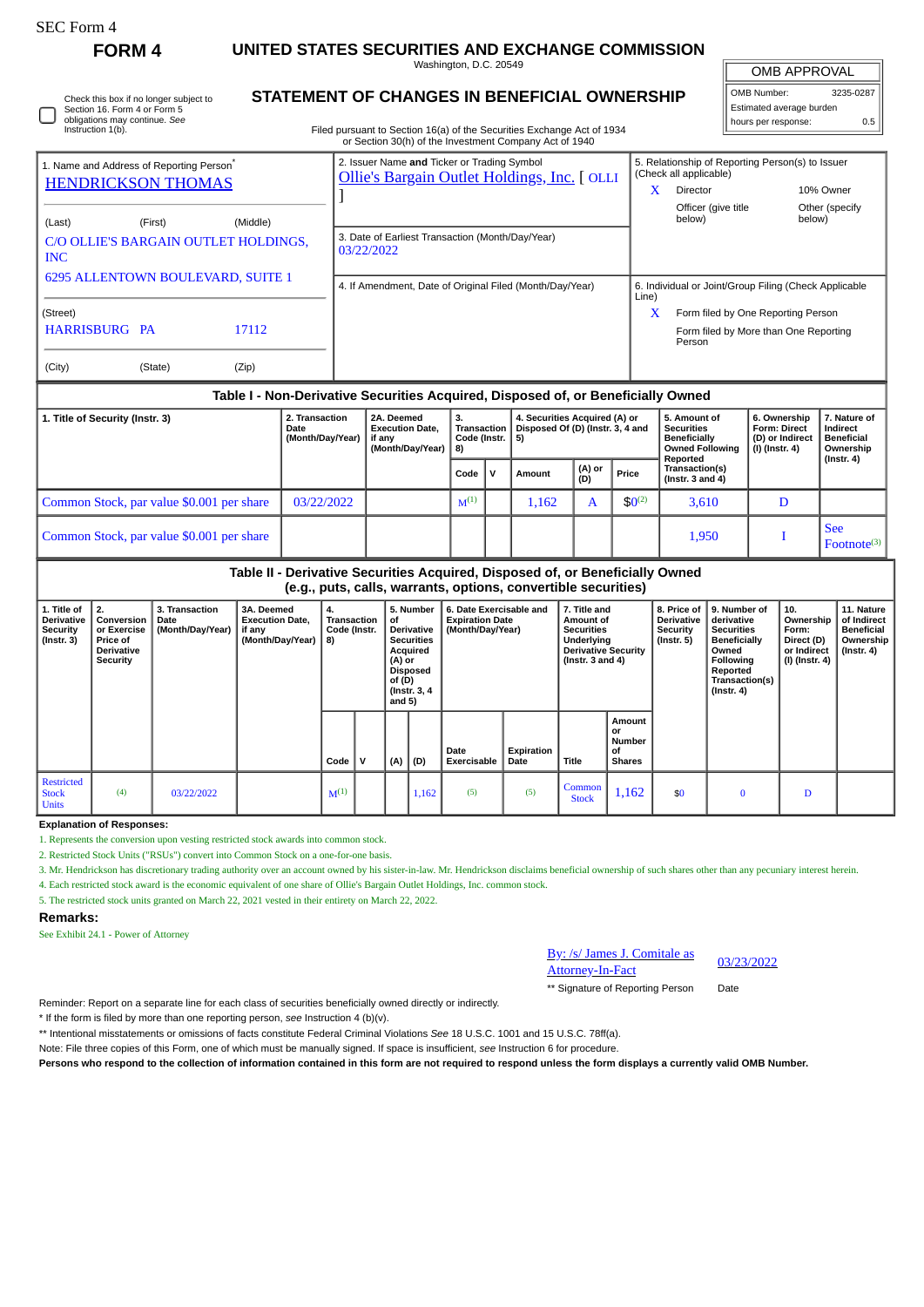SEC Form 4

# FORM 4

## UNITED STATES SECURITIES AND EXCHANGE COMMISSION

Washington, D.C. 20549

| OMB APPROVAL | |
|---|---|
| OMB Number: | 3235-0287 |
| Estimated average burden | |
| hours per response: | 0.5 |

☐ Check this box if no longer subject to Section 16. Form 4 or Form 5 obligations may continue. *See* Instruction 1(b).

## STATEMENT OF CHANGES IN BENEFICIAL OWNERSHIP

Filed pursuant to Section 16(a) of the Securities Exchange Act of 1934 or Section 30(h) of the Investment Company Act of 1940

1. Name and Address of Reporting Person*
HENDRICKSON THOMAS

(Last) (First) (Middle)
C/O OLLIE'S BARGAIN OUTLET HOLDINGS, INC
6295 ALLENTOWN BOULEVARD, SUITE 1

(Street)
HARRISBURG PA 17112

(City) (State) (Zip)

2. Issuer Name **and** Ticker or Trading Symbol
Ollie's Bargain Outlet Holdings, Inc. [ OLLI ]

3. Date of Earliest Transaction (Month/Day/Year)
03/22/2022

4. If Amendment, Date of Original Filed (Month/Day/Year)

5. Relationship of Reporting Person(s) to Issuer (Check all applicable)
X Director
10% Owner
Officer (give title below)
Other (specify below)

6. Individual or Joint/Group Filing (Check Applicable Line)
X Form filed by One Reporting Person
Form filed by More than One Reporting Person

### Table I - Non-Derivative Securities Acquired, Disposed of, or Beneficially Owned

| 1. Title of Security (Instr. 3) | 2. Transaction Date (Month/Day/Year) | 2A. Deemed Execution Date, if any (Month/Day/Year) | 3. Transaction Code (Instr. 8) | | 4. Securities Acquired (A) or Disposed Of (D) (Instr. 3, 4 and 5) | | | 5. Amount of Securities Beneficially Owned Following Reported Transaction(s) (Instr. 3 and 4) | 6. Ownership Form: Direct (D) or Indirect (I) (Instr. 4) | 7. Nature of Indirect Beneficial Ownership (Instr. 4) |
|---|---|---|---|---|---|---|---|---|---|---|
| | | | Code | V | Amount | (A) or (D) | Price | | | |
| Common Stock, par value $0.001 per share | 03/22/2022 | | M[1] | | 1,162 | A | $0[2] | 3,610 | D | |
| Common Stock, par value $0.001 per share | | | | | | | | 1,950 | I | See Footnote[3] |

### Table II - Derivative Securities Acquired, Disposed of, or Beneficially Owned (e.g., puts, calls, warrants, options, convertible securities)

| 1. Title of Derivative Security (Instr. 3) | 2. Conversion or Exercise Price of Derivative Security | 3. Transaction Date (Month/Day/Year) | 3A. Deemed Execution Date, if any (Month/Day/Year) | 4. Transaction Code (Instr. 8) | | 5. Number of Derivative Securities Acquired (A) or Disposed of (D) (Instr. 3, 4 and 5) | | 6. Date Exercisable and Expiration Date (Month/Day/Year) | | 7. Title and Amount of Securities Underlying Derivative Security (Instr. 3 and 4) | | 8. Price of Derivative Security (Instr. 5) | 9. Number of derivative Securities Beneficially Owned Following Reported Transaction(s) (Instr. 4) | 10. Ownership Form: Direct (D) or Indirect (I) (Instr. 4) | 11. Nature of Indirect Beneficial Ownership (Instr. 4) |
|---|---|---|---|---|---|---|---|---|---|---|---|---|---|---|---|
| | | | | Code | V | (A) | (D) | Date Exercisable | Expiration Date | Title | Amount or Number of Shares | | | | |
| Restricted Stock Units | (4) | 03/22/2022 | | M[1] | | | 1,162 | (5) | (5) | Common Stock | 1,162 | $0 | 0 | D | |

**Explanation of Responses:**

1. Represents the conversion upon vesting restricted stock awards into common stock.
2. Restricted Stock Units ("RSUs") convert into Common Stock on a one-for-one basis.
3. Mr. Hendrickson has discretionary trading authority over an account owned by his sister-in-law. Mr. Hendrickson disclaims beneficial ownership of such shares other than any pecuniary interest herein.
4. Each restricted stock award is the economic equivalent of one share of Ollie's Bargain Outlet Holdings, Inc. common stock.
5. The restricted stock units granted on March 22, 2021 vested in their entirety on March 22, 2022.

**Remarks:**

See Exhibit 24.1 - Power of Attorney

By: /s/ James J. Comitale as Attorney-In-Fact    03/23/2022

** Signature of Reporting Person    Date

Reminder: Report on a separate line for each class of securities beneficially owned directly or indirectly.

* If the form is filed by more than one reporting person, *see* Instruction 4 (b)(v).

** Intentional misstatements or omissions of facts constitute Federal Criminal Violations *See* 18 U.S.C. 1001 and 15 U.S.C. 78ff(a).

Note: File three copies of this Form, one of which must be manually signed. If space is insufficient, *see* Instruction 6 for procedure.

**Persons who respond to the collection of information contained in this form are not required to respond unless the form displays a currently valid OMB Number.**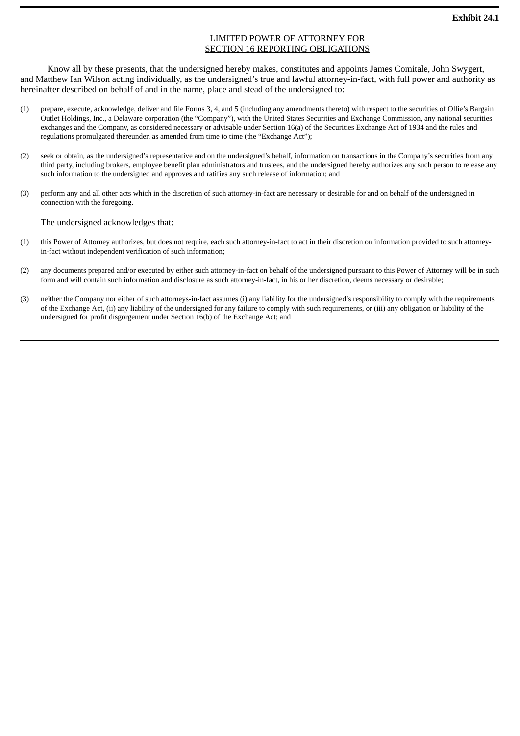**Exhibit 24.1**

LIMITED POWER OF ATTORNEY FOR
SECTION 16 REPORTING OBLIGATIONS

Know all by these presents, that the undersigned hereby makes, constitutes and appoints James Comitale, John Swygert, and Matthew Ian Wilson acting individually, as the undersigned's true and lawful attorney-in-fact, with full power and authority as hereinafter described on behalf of and in the name, place and stead of the undersigned to:

(1) prepare, execute, acknowledge, deliver and file Forms 3, 4, and 5 (including any amendments thereto) with respect to the securities of Ollie's Bargain Outlet Holdings, Inc., a Delaware corporation (the "Company"), with the United States Securities and Exchange Commission, any national securities exchanges and the Company, as considered necessary or advisable under Section 16(a) of the Securities Exchange Act of 1934 and the rules and regulations promulgated thereunder, as amended from time to time (the "Exchange Act");

(2) seek or obtain, as the undersigned's representative and on the undersigned's behalf, information on transactions in the Company's securities from any third party, including brokers, employee benefit plan administrators and trustees, and the undersigned hereby authorizes any such person to release any such information to the undersigned and approves and ratifies any such release of information; and

(3) perform any and all other acts which in the discretion of such attorney-in-fact are necessary or desirable for and on behalf of the undersigned in connection with the foregoing.

The undersigned acknowledges that:

(1) this Power of Attorney authorizes, but does not require, each such attorney-in-fact to act in their discretion on information provided to such attorney-in-fact without independent verification of such information;

(2) any documents prepared and/or executed by either such attorney-in-fact on behalf of the undersigned pursuant to this Power of Attorney will be in such form and will contain such information and disclosure as such attorney-in-fact, in his or her discretion, deems necessary or desirable;

(3) neither the Company nor either of such attorneys-in-fact assumes (i) any liability for the undersigned's responsibility to comply with the requirements of the Exchange Act, (ii) any liability of the undersigned for any failure to comply with such requirements, or (iii) any obligation or liability of the undersigned for profit disgorgement under Section 16(b) of the Exchange Act; and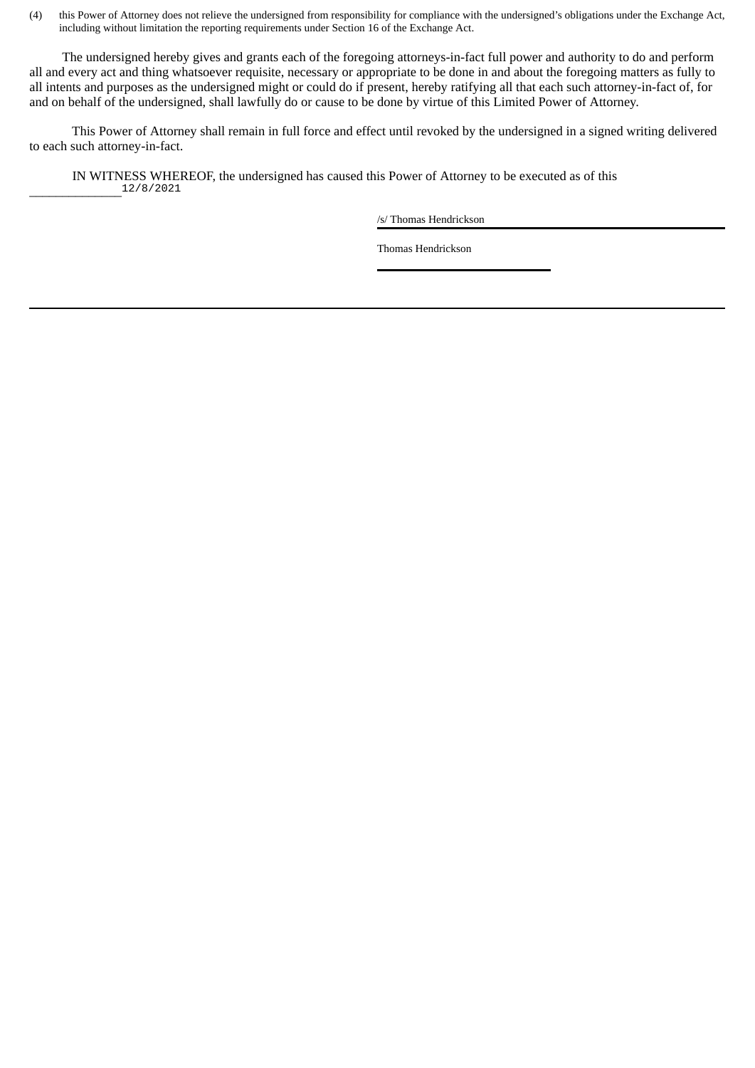(4) this Power of Attorney does not relieve the undersigned from responsibility for compliance with the undersigned's obligations under the Exchange Act, including without limitation the reporting requirements under Section 16 of the Exchange Act.

The undersigned hereby gives and grants each of the foregoing attorneys-in-fact full power and authority to do and perform all and every act and thing whatsoever requisite, necessary or appropriate to be done in and about the foregoing matters as fully to all intents and purposes as the undersigned might or could do if present, hereby ratifying all that each such attorney-in-fact of, for and on behalf of the undersigned, shall lawfully do or cause to be done by virtue of this Limited Power of Attorney.

This Power of Attorney shall remain in full force and effect until revoked by the undersigned in a signed writing delivered to each such attorney-in-fact.

IN WITNESS WHEREOF, the undersigned has caused this Power of Attorney to be executed as of this 12/8/2021

/s/ Thomas Hendrickson

Thomas Hendrickson